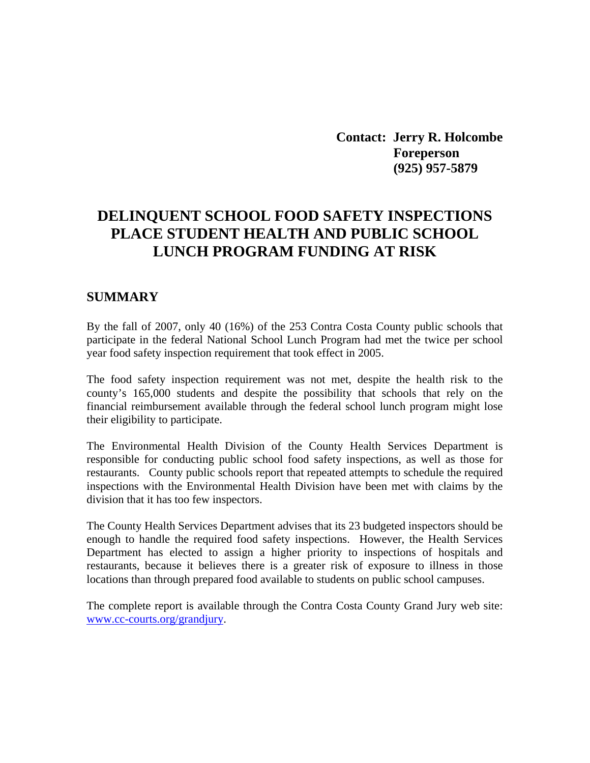**Contact: Jerry R. Holcombe**
**Foreperson**
**(925) 957-5879**

# DELINQUENT SCHOOL FOOD SAFETY INSPECTIONS PLACE STUDENT HEALTH AND PUBLIC SCHOOL LUNCH PROGRAM FUNDING AT RISK

## SUMMARY

By the fall of 2007, only 40 (16%) of the 253 Contra Costa County public schools that participate in the federal National School Lunch Program had met the twice per school year food safety inspection requirement that took effect in 2005.

The food safety inspection requirement was not met, despite the health risk to the county's 165,000 students and despite the possibility that schools that rely on the financial reimbursement available through the federal school lunch program might lose their eligibility to participate.

The Environmental Health Division of the County Health Services Department is responsible for conducting public school food safety inspections, as well as those for restaurants. County public schools report that repeated attempts to schedule the required inspections with the Environmental Health Division have been met with claims by the division that it has too few inspectors.

The County Health Services Department advises that its 23 budgeted inspectors should be enough to handle the required food safety inspections. However, the Health Services Department has elected to assign a higher priority to inspections of hospitals and restaurants, because it believes there is a greater risk of exposure to illness in those locations than through prepared food available to students on public school campuses.

The complete report is available through the Contra Costa County Grand Jury web site: www.cc-courts.org/grandjury.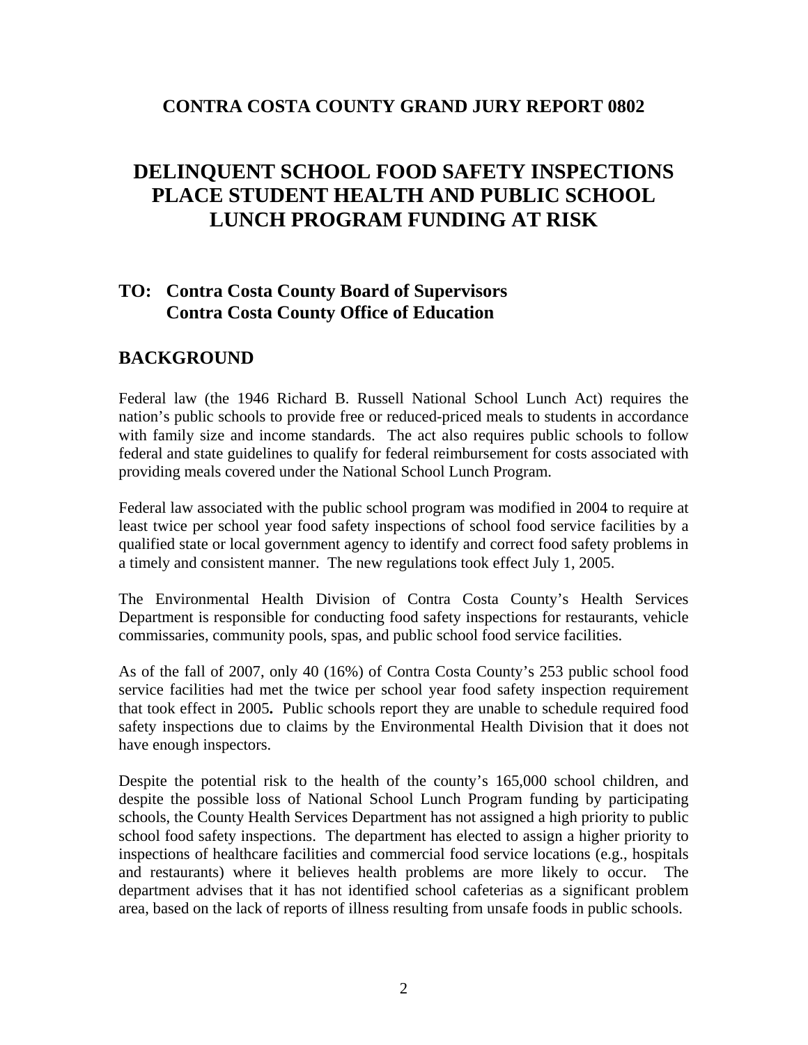## CONTRA COSTA COUNTY GRAND JURY REPORT 0802

# DELINQUENT SCHOOL FOOD SAFETY INSPECTIONS PLACE STUDENT HEALTH AND PUBLIC SCHOOL LUNCH PROGRAM FUNDING AT RISK

## TO: Contra Costa County Board of Supervisors
## Contra Costa County Office of Education

## BACKGROUND

Federal law (the 1946 Richard B. Russell National School Lunch Act) requires the nation's public schools to provide free or reduced-priced meals to students in accordance with family size and income standards. The act also requires public schools to follow federal and state guidelines to qualify for federal reimbursement for costs associated with providing meals covered under the National School Lunch Program.

Federal law associated with the public school program was modified in 2004 to require at least twice per school year food safety inspections of school food service facilities by a qualified state or local government agency to identify and correct food safety problems in a timely and consistent manner. The new regulations took effect July 1, 2005.

The Environmental Health Division of Contra Costa County's Health Services Department is responsible for conducting food safety inspections for restaurants, vehicle commissaries, community pools, spas, and public school food service facilities.

As of the fall of 2007, only 40 (16%) of Contra Costa County's 253 public school food service facilities had met the twice per school year food safety inspection requirement that took effect in 2005**.** Public schools report they are unable to schedule required food safety inspections due to claims by the Environmental Health Division that it does not have enough inspectors.

Despite the potential risk to the health of the county's 165,000 school children, and despite the possible loss of National School Lunch Program funding by participating schools, the County Health Services Department has not assigned a high priority to public school food safety inspections. The department has elected to assign a higher priority to inspections of healthcare facilities and commercial food service locations (e.g., hospitals and restaurants) where it believes health problems are more likely to occur. The department advises that it has not identified school cafeterias as a significant problem area, based on the lack of reports of illness resulting from unsafe foods in public schools.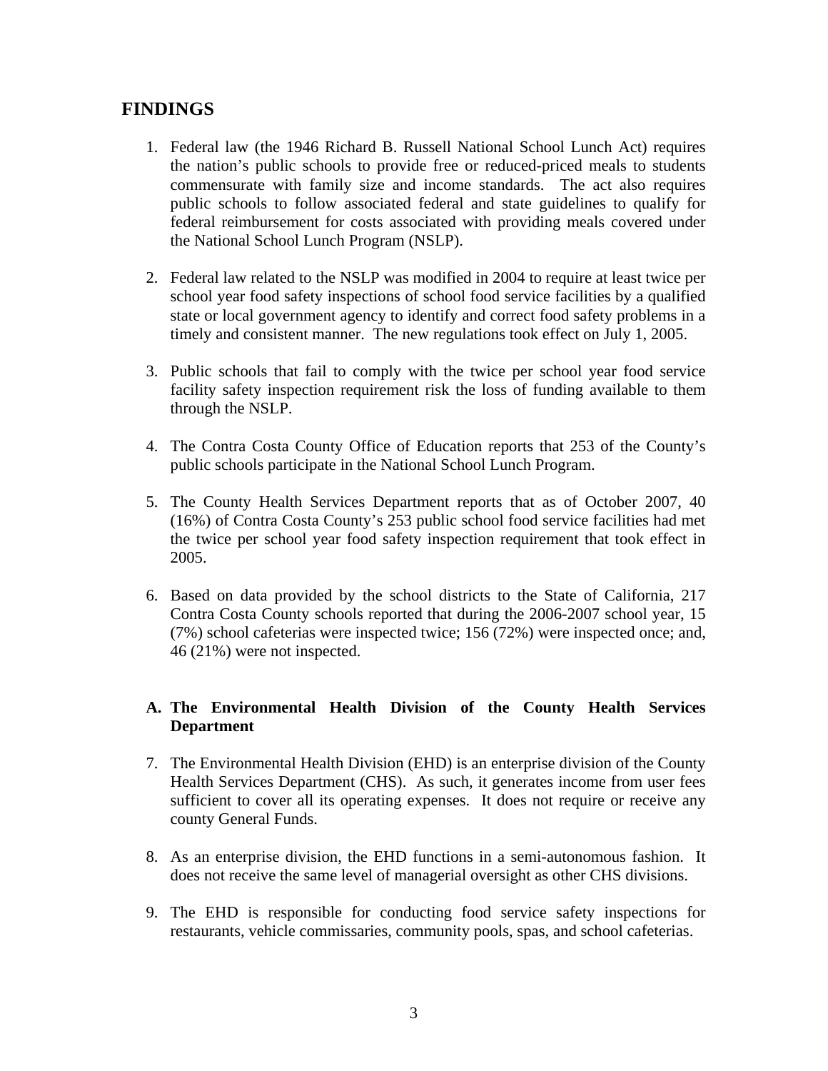## FINDINGS

1. Federal law (the 1946 Richard B. Russell National School Lunch Act) requires the nation's public schools to provide free or reduced-priced meals to students commensurate with family size and income standards. The act also requires public schools to follow associated federal and state guidelines to qualify for federal reimbursement for costs associated with providing meals covered under the National School Lunch Program (NSLP).

2. Federal law related to the NSLP was modified in 2004 to require at least twice per school year food safety inspections of school food service facilities by a qualified state or local government agency to identify and correct food safety problems in a timely and consistent manner. The new regulations took effect on July 1, 2005.

3. Public schools that fail to comply with the twice per school year food service facility safety inspection requirement risk the loss of funding available to them through the NSLP.

4. The Contra Costa County Office of Education reports that 253 of the County's public schools participate in the National School Lunch Program.

5. The County Health Services Department reports that as of October 2007, 40 (16%) of Contra Costa County's 253 public school food service facilities had met the twice per school year food safety inspection requirement that took effect in 2005.

6. Based on data provided by the school districts to the State of California, 217 Contra Costa County schools reported that during the 2006-2007 school year, 15 (7%) school cafeterias were inspected twice; 156 (72%) were inspected once; and, 46 (21%) were not inspected.

### A. The Environmental Health Division of the County Health Services Department

7. The Environmental Health Division (EHD) is an enterprise division of the County Health Services Department (CHS). As such, it generates income from user fees sufficient to cover all its operating expenses. It does not require or receive any county General Funds.

8. As an enterprise division, the EHD functions in a semi-autonomous fashion. It does not receive the same level of managerial oversight as other CHS divisions.

9. The EHD is responsible for conducting food service safety inspections for restaurants, vehicle commissaries, community pools, spas, and school cafeterias.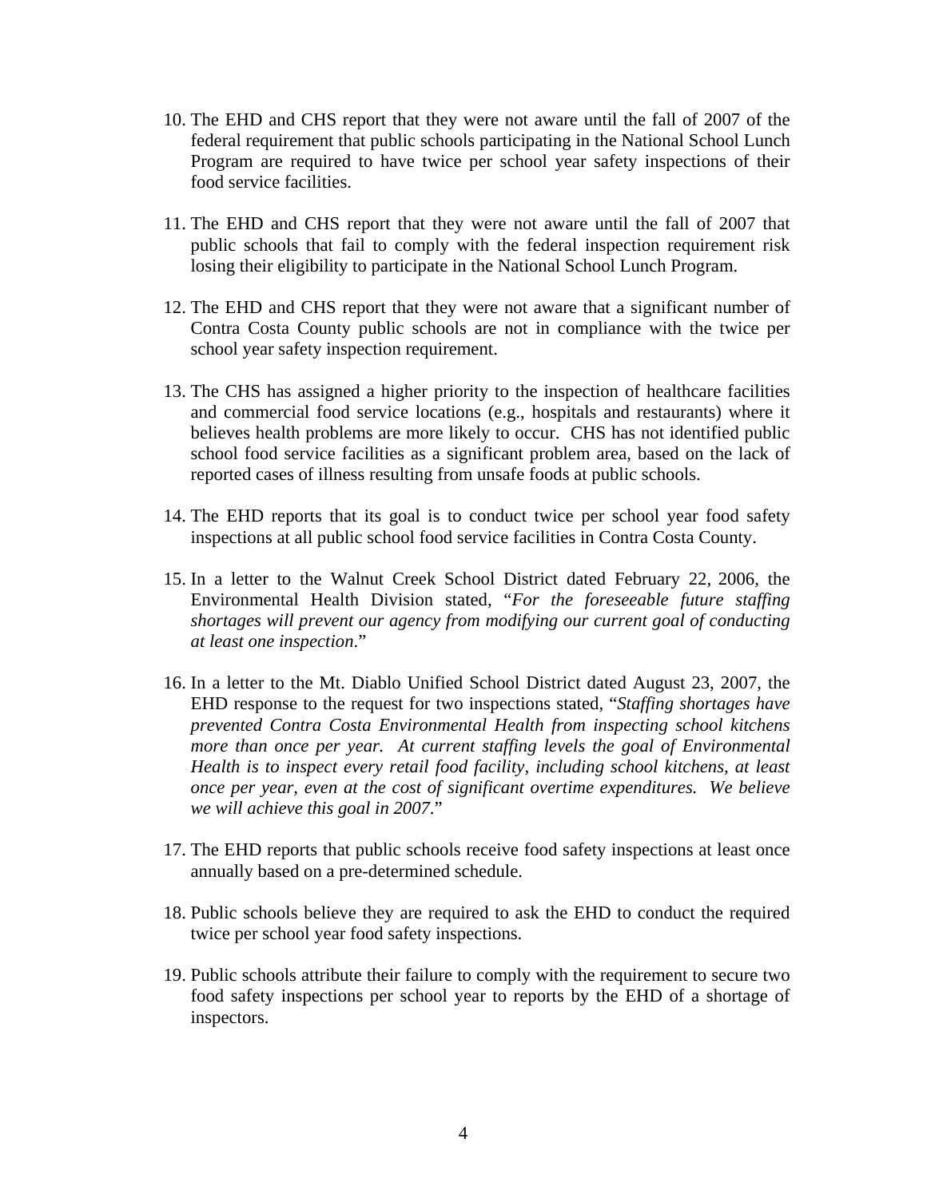10. The EHD and CHS report that they were not aware until the fall of 2007 of the federal requirement that public schools participating in the National School Lunch Program are required to have twice per school year safety inspections of their food service facilities.

11. The EHD and CHS report that they were not aware until the fall of 2007 that public schools that fail to comply with the federal inspection requirement risk losing their eligibility to participate in the National School Lunch Program.

12. The EHD and CHS report that they were not aware that a significant number of Contra Costa County public schools are not in compliance with the twice per school year safety inspection requirement.

13. The CHS has assigned a higher priority to the inspection of healthcare facilities and commercial food service locations (e.g., hospitals and restaurants) where it believes health problems are more likely to occur. CHS has not identified public school food service facilities as a significant problem area, based on the lack of reported cases of illness resulting from unsafe foods at public schools.

14. The EHD reports that its goal is to conduct twice per school year food safety inspections at all public school food service facilities in Contra Costa County.

15. In a letter to the Walnut Creek School District dated February 22, 2006, the Environmental Health Division stated, "*For the foreseeable future staffing shortages will prevent our agency from modifying our current goal of conducting at least one inspection*."

16. In a letter to the Mt. Diablo Unified School District dated August 23, 2007, the EHD response to the request for two inspections stated, "*Staffing shortages have prevented Contra Costa Environmental Health from inspecting school kitchens more than once per year. At current staffing levels the goal of Environmental Health is to inspect every retail food facility, including school kitchens, at least once per year, even at the cost of significant overtime expenditures. We believe we will achieve this goal in 2007*."

17. The EHD reports that public schools receive food safety inspections at least once annually based on a pre-determined schedule.

18. Public schools believe they are required to ask the EHD to conduct the required twice per school year food safety inspections.

19. Public schools attribute their failure to comply with the requirement to secure two food safety inspections per school year to reports by the EHD of a shortage of inspectors.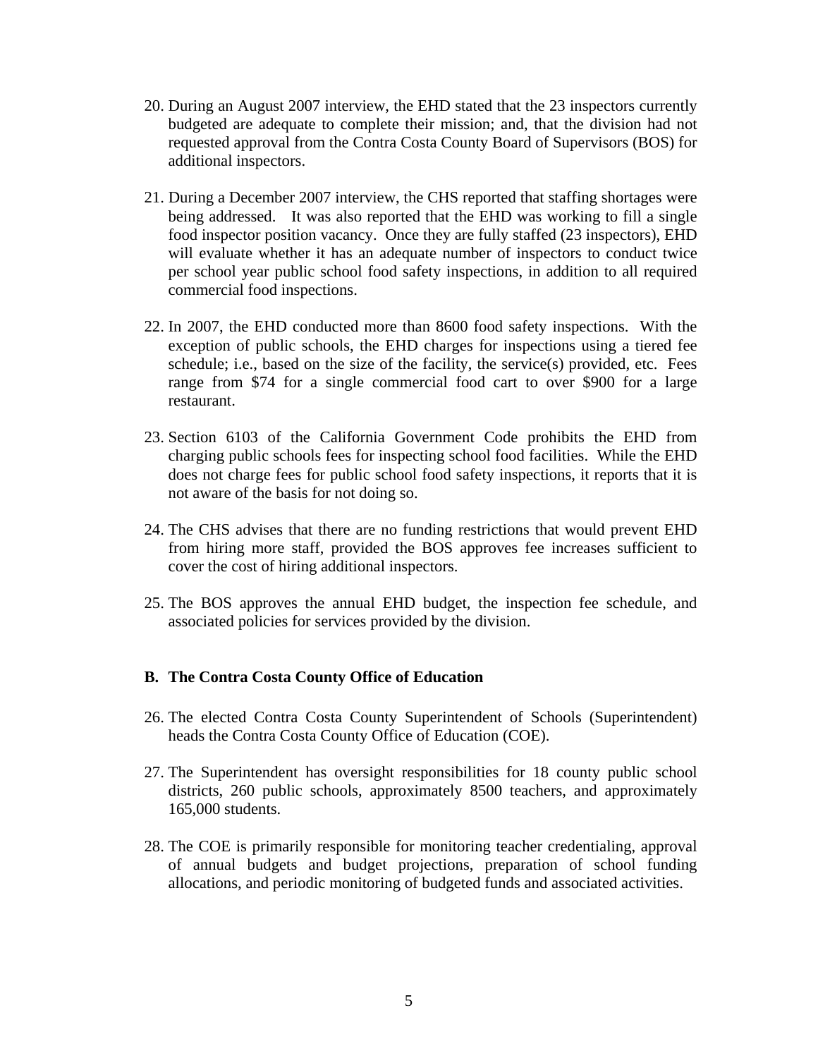20. During an August 2007 interview, the EHD stated that the 23 inspectors currently budgeted are adequate to complete their mission; and, that the division had not requested approval from the Contra Costa County Board of Supervisors (BOS) for additional inspectors.

21. During a December 2007 interview, the CHS reported that staffing shortages were being addressed. It was also reported that the EHD was working to fill a single food inspector position vacancy. Once they are fully staffed (23 inspectors), EHD will evaluate whether it has an adequate number of inspectors to conduct twice per school year public school food safety inspections, in addition to all required commercial food inspections.

22. In 2007, the EHD conducted more than 8600 food safety inspections. With the exception of public schools, the EHD charges for inspections using a tiered fee schedule; i.e., based on the size of the facility, the service(s) provided, etc. Fees range from $74 for a single commercial food cart to over $900 for a large restaurant.

23. Section 6103 of the California Government Code prohibits the EHD from charging public schools fees for inspecting school food facilities. While the EHD does not charge fees for public school food safety inspections, it reports that it is not aware of the basis for not doing so.

24. The CHS advises that there are no funding restrictions that would prevent EHD from hiring more staff, provided the BOS approves fee increases sufficient to cover the cost of hiring additional inspectors.

25. The BOS approves the annual EHD budget, the inspection fee schedule, and associated policies for services provided by the division.

### B. The Contra Costa County Office of Education

26. The elected Contra Costa County Superintendent of Schools (Superintendent) heads the Contra Costa County Office of Education (COE).

27. The Superintendent has oversight responsibilities for 18 county public school districts, 260 public schools, approximately 8500 teachers, and approximately 165,000 students.

28. The COE is primarily responsible for monitoring teacher credentialing, approval of annual budgets and budget projections, preparation of school funding allocations, and periodic monitoring of budgeted funds and associated activities.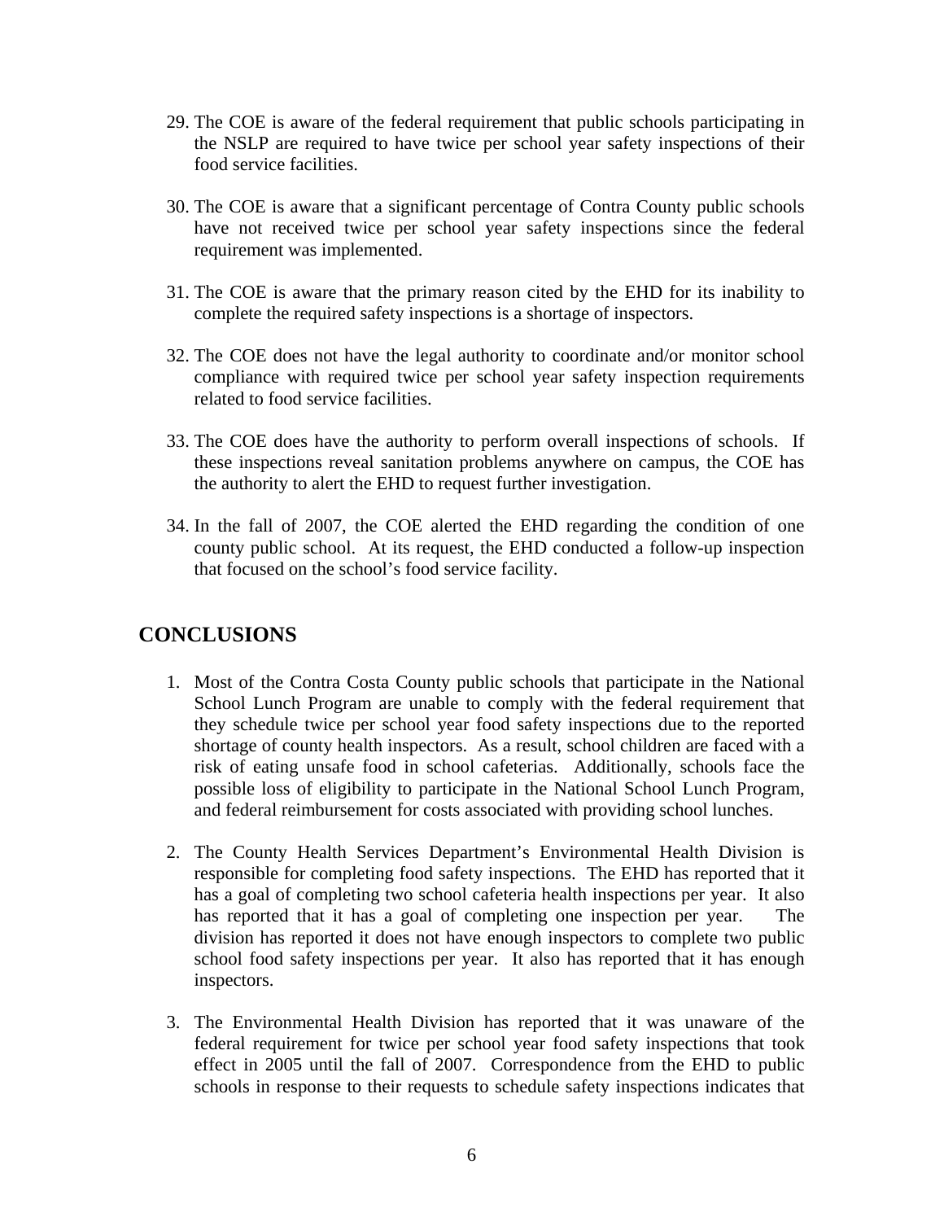29. The COE is aware of the federal requirement that public schools participating in the NSLP are required to have twice per school year safety inspections of their food service facilities.

30. The COE is aware that a significant percentage of Contra County public schools have not received twice per school year safety inspections since the federal requirement was implemented.

31. The COE is aware that the primary reason cited by the EHD for its inability to complete the required safety inspections is a shortage of inspectors.

32. The COE does not have the legal authority to coordinate and/or monitor school compliance with required twice per school year safety inspection requirements related to food service facilities.

33. The COE does have the authority to perform overall inspections of schools. If these inspections reveal sanitation problems anywhere on campus, the COE has the authority to alert the EHD to request further investigation.

34. In the fall of 2007, the COE alerted the EHD regarding the condition of one county public school. At its request, the EHD conducted a follow-up inspection that focused on the school's food service facility.

## CONCLUSIONS

1. Most of the Contra Costa County public schools that participate in the National School Lunch Program are unable to comply with the federal requirement that they schedule twice per school year food safety inspections due to the reported shortage of county health inspectors. As a result, school children are faced with a risk of eating unsafe food in school cafeterias. Additionally, schools face the possible loss of eligibility to participate in the National School Lunch Program, and federal reimbursement for costs associated with providing school lunches.

2. The County Health Services Department's Environmental Health Division is responsible for completing food safety inspections. The EHD has reported that it has a goal of completing two school cafeteria health inspections per year. It also has reported that it has a goal of completing one inspection per year. The division has reported it does not have enough inspectors to complete two public school food safety inspections per year. It also has reported that it has enough inspectors.

3. The Environmental Health Division has reported that it was unaware of the federal requirement for twice per school year food safety inspections that took effect in 2005 until the fall of 2007. Correspondence from the EHD to public schools in response to their requests to schedule safety inspections indicates that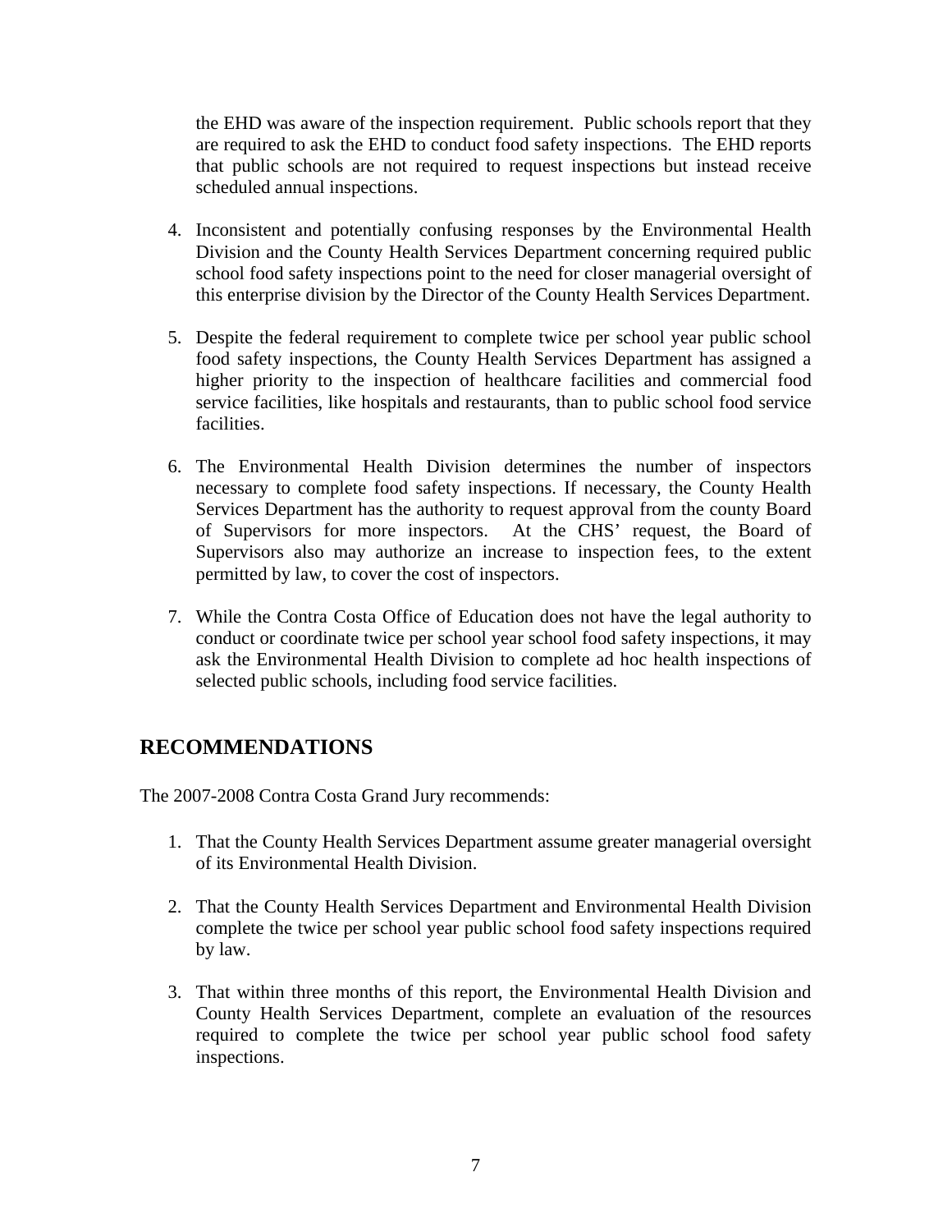the EHD was aware of the inspection requirement. Public schools report that they are required to ask the EHD to conduct food safety inspections. The EHD reports that public schools are not required to request inspections but instead receive scheduled annual inspections.

4. Inconsistent and potentially confusing responses by the Environmental Health Division and the County Health Services Department concerning required public school food safety inspections point to the need for closer managerial oversight of this enterprise division by the Director of the County Health Services Department.

5. Despite the federal requirement to complete twice per school year public school food safety inspections, the County Health Services Department has assigned a higher priority to the inspection of healthcare facilities and commercial food service facilities, like hospitals and restaurants, than to public school food service facilities.

6. The Environmental Health Division determines the number of inspectors necessary to complete food safety inspections. If necessary, the County Health Services Department has the authority to request approval from the county Board of Supervisors for more inspectors. At the CHS' request, the Board of Supervisors also may authorize an increase to inspection fees, to the extent permitted by law, to cover the cost of inspectors.

7. While the Contra Costa Office of Education does not have the legal authority to conduct or coordinate twice per school year school food safety inspections, it may ask the Environmental Health Division to complete ad hoc health inspections of selected public schools, including food service facilities.

## RECOMMENDATIONS

The 2007-2008 Contra Costa Grand Jury recommends:

1. That the County Health Services Department assume greater managerial oversight of its Environmental Health Division.

2. That the County Health Services Department and Environmental Health Division complete the twice per school year public school food safety inspections required by law.

3. That within three months of this report, the Environmental Health Division and County Health Services Department, complete an evaluation of the resources required to complete the twice per school year public school food safety inspections.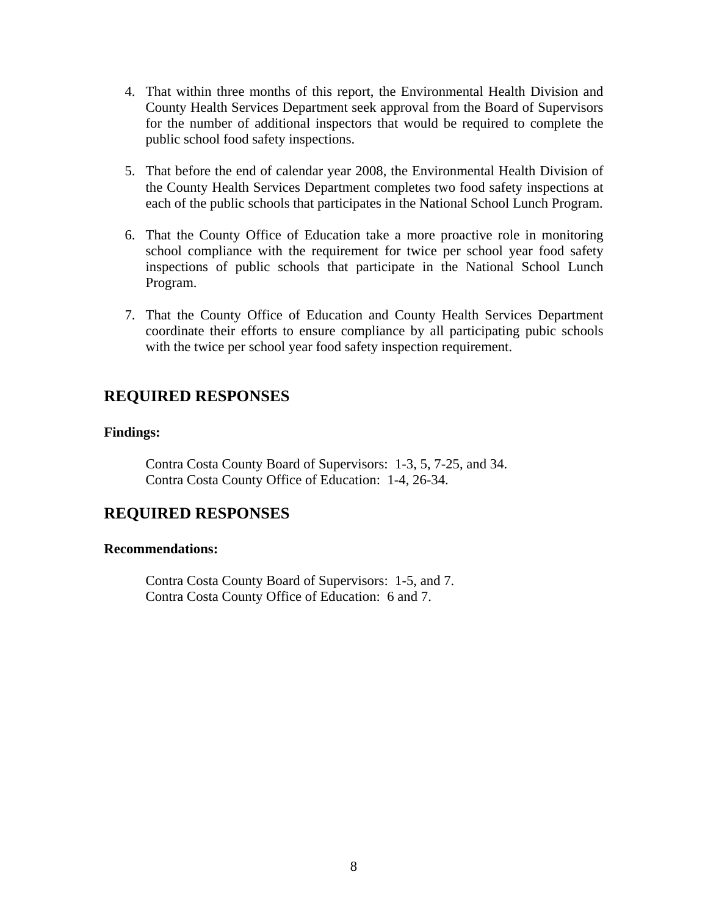4. That within three months of this report, the Environmental Health Division and County Health Services Department seek approval from the Board of Supervisors for the number of additional inspectors that would be required to complete the public school food safety inspections.

5. That before the end of calendar year 2008, the Environmental Health Division of the County Health Services Department completes two food safety inspections at each of the public schools that participates in the National School Lunch Program.

6. That the County Office of Education take a more proactive role in monitoring school compliance with the requirement for twice per school year food safety inspections of public schools that participate in the National School Lunch Program.

7. That the County Office of Education and County Health Services Department coordinate their efforts to ensure compliance by all participating pubic schools with the twice per school year food safety inspection requirement.

## REQUIRED RESPONSES

**Findings:**

Contra Costa County Board of Supervisors: 1-3, 5, 7-25, and 34.
Contra Costa County Office of Education: 1-4, 26-34.

## REQUIRED RESPONSES

**Recommendations:**

Contra Costa County Board of Supervisors: 1-5, and 7.
Contra Costa County Office of Education: 6 and 7.